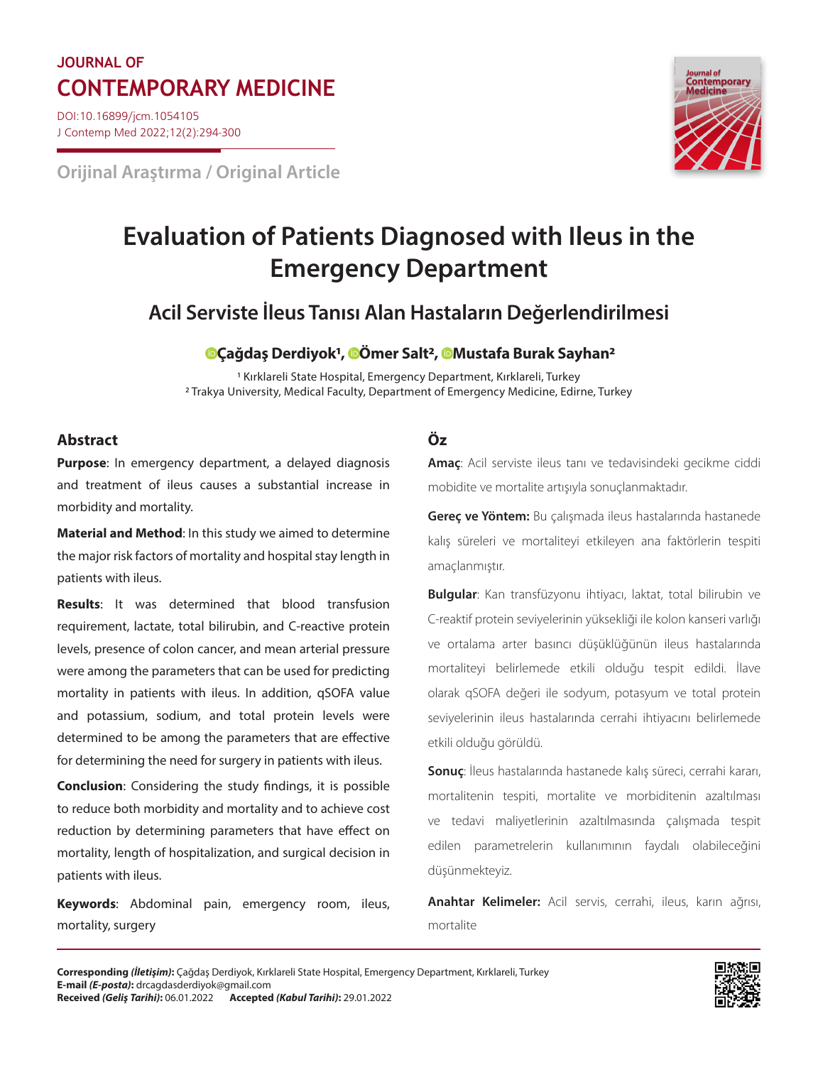JOURNAL OF
**CONTEMPORARY MEDICINE**

DOI:10.16899/jcm.1054105
J Contemp Med 2022;12(2):294-300

Orijinal Araştırma / Original Article

# Evaluation of Patients Diagnosed with Ileus in the Emergency Department

## Acil Serviste İleus Tanısı Alan Hastaların Değerlendirilmesi

**Çağdaş Derdiyok[1], Ömer Salt[2], Mustafa Burak Sayhan[2]**

[1] Kırklareli State Hospital, Emergency Department, Kırklareli, Turkey
[2] Trakya University, Medical Faculty, Department of Emergency Medicine, Edirne, Turkey

### Abstract

**Purpose**: In emergency department, a delayed diagnosis and treatment of ileus causes a substantial increase in morbidity and mortality.

**Material and Method**: In this study we aimed to determine the major risk factors of mortality and hospital stay length in patients with ileus.

**Results**: It was determined that blood transfusion requirement, lactate, total bilirubin, and C-reactive protein levels, presence of colon cancer, and mean arterial pressure were among the parameters that can be used for predicting mortality in patients with ileus. In addition, qSOFA value and potassium, sodium, and total protein levels were determined to be among the parameters that are effective for determining the need for surgery in patients with ileus.

**Conclusion**: Considering the study findings, it is possible to reduce both morbidity and mortality and to achieve cost reduction by determining parameters that have effect on mortality, length of hospitalization, and surgical decision in patients with ileus.

**Keywords**: Abdominal pain, emergency room, ileus, mortality, surgery

### Öz

**Amaç**: Acil serviste ileus tanı ve tedavisindeki gecikme ciddi mobidite ve mortalite artışıyla sonuçlanmaktadır.

**Gereç ve Yöntem:** Bu çalışmada ileus hastalarında hastanede kalış süreleri ve mortaliteyi etkileyen ana faktörlerin tespiti amaçlanmıştır.

**Bulgular**: Kan transfüzyonu ihtiyacı, laktat, total bilirubin ve C-reaktif protein seviyelerinin yüksekliği ile kolon kanseri varlığı ve ortalama arter basıncı düşüklüğünün ileus hastalarında mortaliteyi belirlemede etkili olduğu tespit edildi. İlave olarak qSOFA değeri ile sodyum, potasyum ve total protein seviyelerinin ileus hastalarında cerrahi ihtiyacını belirlemede etkili olduğu görüldü.

**Sonuç**: İleus hastalarında hastanede kalış süreci, cerrahi kararı, mortalitenin tespiti, mortalite ve morbiditenin azaltılması ve tedavi maliyetlerinin azaltılmasında çalışmada tespit edilen parametrelerin kullanımının faydalı olabileceğini düşünmekteyiz.

**Anahtar Kelimeler:** Acil servis, cerrahi, ileus, karın ağrısı, mortalite

**Corresponding** ***(İletişim)*****:** Çağdaş Derdiyok, Kırklareli State Hospital, Emergency Department, Kırklareli, Turkey
**E-mail** ***(E-posta)*****:** drcagdasderdiyok@gmail.com
**Received** ***(Geliş Tarihi)*****:** 06.01.2022 **Accepted** ***(Kabul Tarihi)*****:** 29.01.2022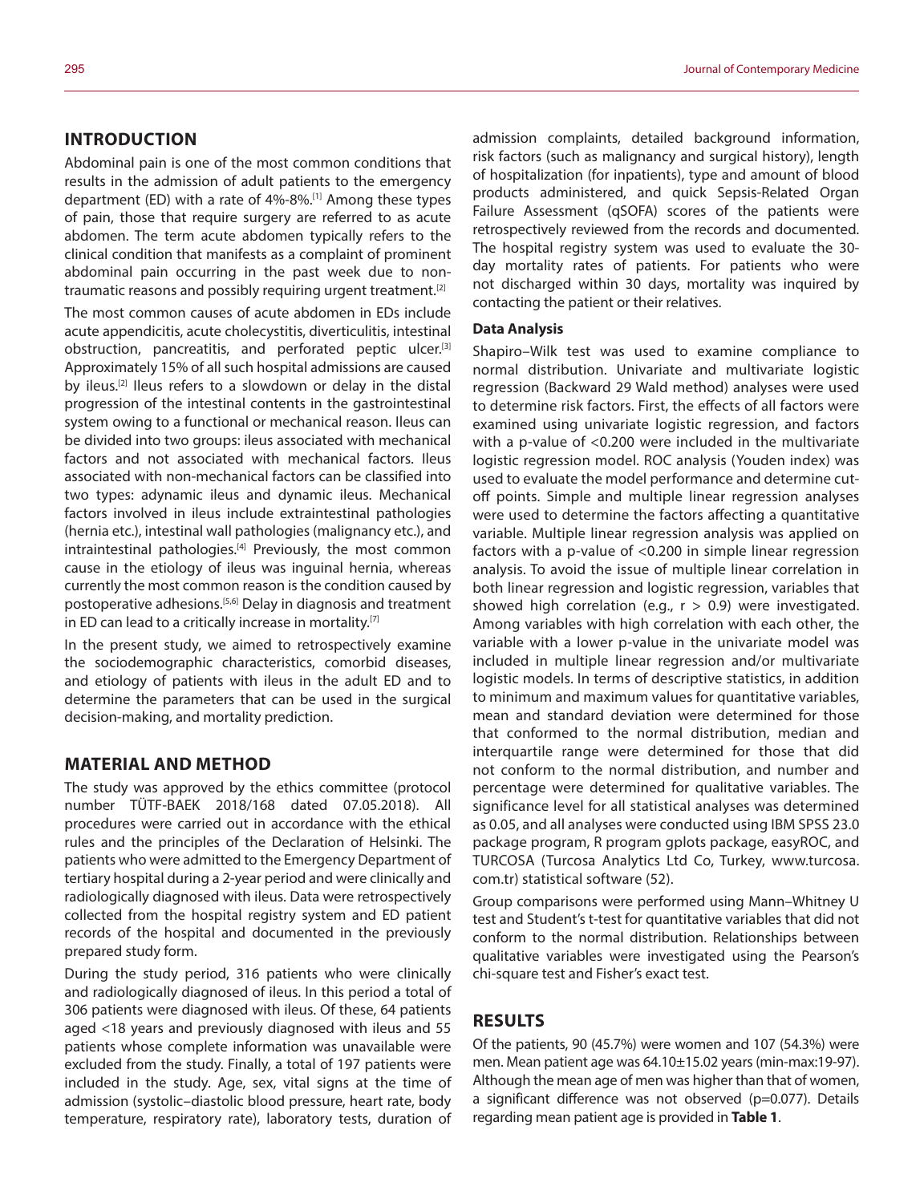## INTRODUCTION

Abdominal pain is one of the most common conditions that results in the admission of adult patients to the emergency department (ED) with a rate of 4%-8%.[1] Among these types of pain, those that require surgery are referred to as acute abdomen. The term acute abdomen typically refers to the clinical condition that manifests as a complaint of prominent abdominal pain occurring in the past week due to non-traumatic reasons and possibly requiring urgent treatment.[2]

The most common causes of acute abdomen in EDs include acute appendicitis, acute cholecystitis, diverticulitis, intestinal obstruction, pancreatitis, and perforated peptic ulcer.[3] Approximately 15% of all such hospital admissions are caused by ileus.[2] Ileus refers to a slowdown or delay in the distal progression of the intestinal contents in the gastrointestinal system owing to a functional or mechanical reason. Ileus can be divided into two groups: ileus associated with mechanical factors and not associated with mechanical factors. Ileus associated with non-mechanical factors can be classified into two types: adynamic ileus and dynamic ileus. Mechanical factors involved in ileus include extraintestinal pathologies (hernia etc.), intestinal wall pathologies (malignancy etc.), and intraintestinal pathologies.[4] Previously, the most common cause in the etiology of ileus was inguinal hernia, whereas currently the most common reason is the condition caused by postoperative adhesions.[5,6] Delay in diagnosis and treatment in ED can lead to a critically increase in mortality.[7]

In the present study, we aimed to retrospectively examine the sociodemographic characteristics, comorbid diseases, and etiology of patients with ileus in the adult ED and to determine the parameters that can be used in the surgical decision-making, and mortality prediction.

## MATERIAL AND METHOD

The study was approved by the ethics committee (protocol number TÜTF-BAEK 2018/168 dated 07.05.2018). All procedures were carried out in accordance with the ethical rules and the principles of the Declaration of Helsinki. The patients who were admitted to the Emergency Department of tertiary hospital during a 2-year period and were clinically and radiologically diagnosed with ileus. Data were retrospectively collected from the hospital registry system and ED patient records of the hospital and documented in the previously prepared study form.

During the study period, 316 patients who were clinically and radiologically diagnosed of ileus. In this period a total of 306 patients were diagnosed with ileus. Of these, 64 patients aged <18 years and previously diagnosed with ileus and 55 patients whose complete information was unavailable were excluded from the study. Finally, a total of 197 patients were included in the study. Age, sex, vital signs at the time of admission (systolic–diastolic blood pressure, heart rate, body temperature, respiratory rate), laboratory tests, duration of admission complaints, detailed background information, risk factors (such as malignancy and surgical history), length of hospitalization (for inpatients), type and amount of blood products administered, and quick Sepsis-Related Organ Failure Assessment (qSOFA) scores of the patients were retrospectively reviewed from the records and documented. The hospital registry system was used to evaluate the 30-day mortality rates of patients. For patients who were not discharged within 30 days, mortality was inquired by contacting the patient or their relatives.

### Data Analysis

Shapiro–Wilk test was used to examine compliance to normal distribution. Univariate and multivariate logistic regression (Backward 29 Wald method) analyses were used to determine risk factors. First, the effects of all factors were examined using univariate logistic regression, and factors with a p-value of <0.200 were included in the multivariate logistic regression model. ROC analysis (Youden index) was used to evaluate the model performance and determine cut-off points. Simple and multiple linear regression analyses were used to determine the factors affecting a quantitative variable. Multiple linear regression analysis was applied on factors with a p-value of <0.200 in simple linear regression analysis. To avoid the issue of multiple linear correlation in both linear regression and logistic regression, variables that showed high correlation (e.g., $r > 0.9$) were investigated. Among variables with high correlation with each other, the variable with a lower p-value in the univariate model was included in multiple linear regression and/or multivariate logistic models. In terms of descriptive statistics, in addition to minimum and maximum values for quantitative variables, mean and standard deviation were determined for those that conformed to the normal distribution, median and interquartile range were determined for those that did not conform to the normal distribution, and number and percentage were determined for qualitative variables. The significance level for all statistical analyses was determined as 0.05, and all analyses were conducted using IBM SPSS 23.0 package program, R program gplots package, easyROC, and TURCOSA (Turcosa Analytics Ltd Co, Turkey, www.turcosa.com.tr) statistical software (52).

Group comparisons were performed using Mann–Whitney U test and Student's t-test for quantitative variables that did not conform to the normal distribution. Relationships between qualitative variables were investigated using the Pearson's chi-square test and Fisher's exact test.

## RESULTS

Of the patients, 90 (45.7%) were women and 107 (54.3%) were men. Mean patient age was 64.10±15.02 years (min-max:19-97). Although the mean age of men was higher than that of women, a significant difference was not observed (p=0.077). Details regarding mean patient age is provided in **Table 1**.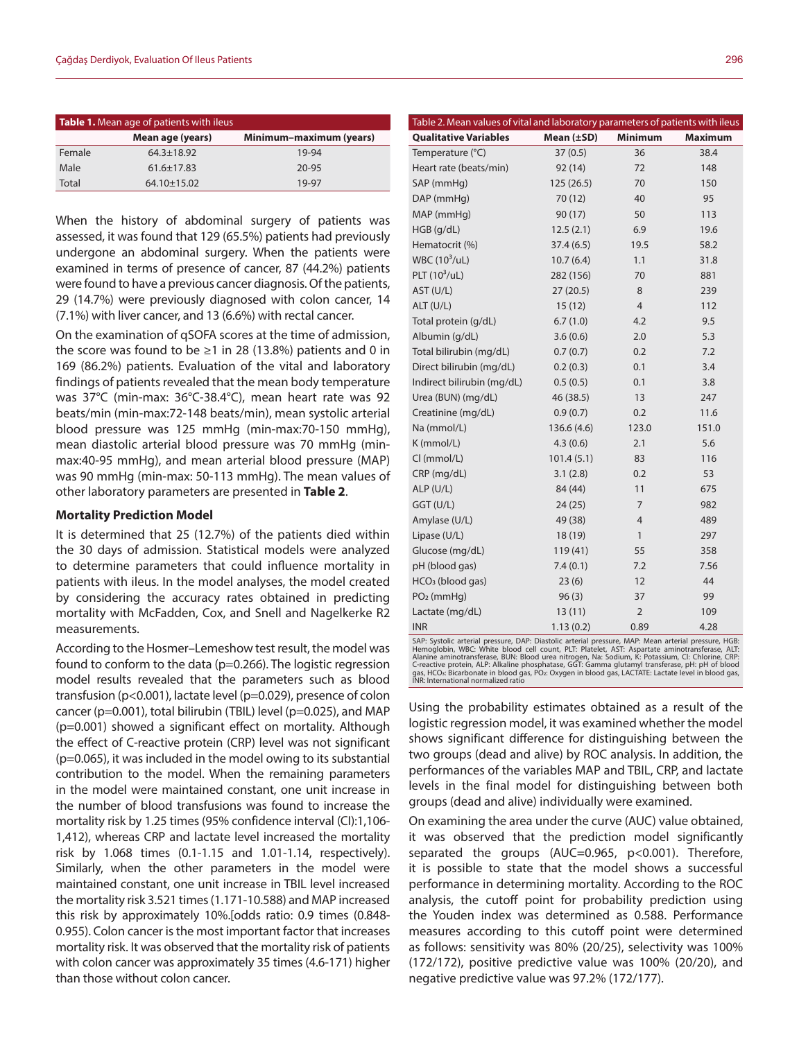| **Table 1.** Mean age of patients with ileus | | |
|---|---|---|
| | **Mean age (years)** | **Minimum–maximum (years)** |
| Female | 64.3±18.92 | 19-94 |
| Male | 61.6±17.83 | 20-95 |
| Total | 64.10±15.02 | 19-97 |

When the history of abdominal surgery of patients was assessed, it was found that 129 (65.5%) patients had previously undergone an abdominal surgery. When the patients were examined in terms of presence of cancer, 87 (44.2%) patients were found to have a previous cancer diagnosis. Of the patients, 29 (14.7%) were previously diagnosed with colon cancer, 14 (7.1%) with liver cancer, and 13 (6.6%) with rectal cancer.

On the examination of qSOFA scores at the time of admission, the score was found to be ≥1 in 28 (13.8%) patients and 0 in 169 (86.2%) patients. Evaluation of the vital and laboratory findings of patients revealed that the mean body temperature was 37°C (min-max: 36°C-38.4°C), mean heart rate was 92 beats/min (min-max:72-148 beats/min), mean systolic arterial blood pressure was 125 mmHg (min-max:70-150 mmHg), mean diastolic arterial blood pressure was 70 mmHg (min-max:40-95 mmHg), and mean arterial blood pressure (MAP) was 90 mmHg (min-max: 50-113 mmHg). The mean values of other laboratory parameters are presented in **Table 2**.

### Mortality Prediction Model

It is determined that 25 (12.7%) of the patients died within the 30 days of admission. Statistical models were analyzed to determine parameters that could influence mortality in patients with ileus. In the model analyses, the model created by considering the accuracy rates obtained in predicting mortality with McFadden, Cox, and Snell and Nagelkerke R2 measurements.

According to the Hosmer–Lemeshow test result, the model was found to conform to the data (p=0.266). The logistic regression model results revealed that the parameters such as blood transfusion (p<0.001), lactate level (p=0.029), presence of colon cancer (p=0.001), total bilirubin (TBIL) level (p=0.025), and MAP (p=0.001) showed a significant effect on mortality. Although the effect of C-reactive protein (CRP) level was not significant (p=0.065), it was included in the model owing to its substantial contribution to the model. When the remaining parameters in the model were maintained constant, one unit increase in the number of blood transfusions was found to increase the mortality risk by 1.25 times (95% confidence interval (CI):1,106-1,412), whereas CRP and lactate level increased the mortality risk by 1.068 times (0.1-1.15 and 1.01-1.14, respectively). Similarly, when the other parameters in the model were maintained constant, one unit increase in TBIL level increased the mortality risk 3.521 times (1.171-10.588) and MAP increased this risk by approximately 10%.[odds ratio: 0.9 times (0.848-0.955). Colon cancer is the most important factor that increases mortality risk. It was observed that the mortality risk of patients with colon cancer was approximately 35 times (4.6-171) higher than those without colon cancer.

| Table 2. Mean values of vital and laboratory parameters of patients with ileus | | | |
|---|---|---|---|
| **Qualitative Variables** | **Mean (±SD)** | **Minimum** | **Maximum** |
| Temperature (°C) | 37 (0.5) | 36 | 38.4 |
| Heart rate (beats/min) | 92 (14) | 72 | 148 |
| SAP (mmHg) | 125 (26.5) | 70 | 150 |
| DAP (mmHg) | 70 (12) | 40 | 95 |
| MAP (mmHg) | 90 (17) | 50 | 113 |
| HGB (g/dL) | 12.5 (2.1) | 6.9 | 19.6 |
| Hematocrit (%) | 37.4 (6.5) | 19.5 | 58.2 |
| WBC ($10^3$/uL) | 10.7 (6.4) | 1.1 | 31.8 |
| PLT ($10^3$/uL) | 282 (156) | 70 | 881 |
| AST (U/L) | 27 (20.5) | 8 | 239 |
| ALT (U/L) | 15 (12) | 4 | 112 |
| Total protein (g/dL) | 6.7 (1.0) | 4.2 | 9.5 |
| Albumin (g/dL) | 3.6 (0.6) | 2.0 | 5.3 |
| Total bilirubin (mg/dL) | 0.7 (0.7) | 0.2 | 7.2 |
| Direct bilirubin (mg/dL) | 0.2 (0.3) | 0.1 | 3.4 |
| Indirect bilirubin (mg/dL) | 0.5 (0.5) | 0.1 | 3.8 |
| Urea (BUN) (mg/dL) | 46 (38.5) | 13 | 247 |
| Creatinine (mg/dL) | 0.9 (0.7) | 0.2 | 11.6 |
| Na (mmol/L) | 136.6 (4.6) | 123.0 | 151.0 |
| K (mmol/L) | 4.3 (0.6) | 2.1 | 5.6 |
| Cl (mmol/L) | 101.4 (5.1) | 83 | 116 |
| CRP (mg/dL) | 3.1 (2.8) | 0.2 | 53 |
| ALP (U/L) | 84 (44) | 11 | 675 |
| GGT (U/L) | 24 (25) | 7 | 982 |
| Amylase (U/L) | 49 (38) | 4 | 489 |
| Lipase (U/L) | 18 (19) | 1 | 297 |
| Glucose (mg/dL) | 119 (41) | 55 | 358 |
| pH (blood gas) | 7.4 (0.1) | 7.2 | 7.56 |
| $HCO_3$ (blood gas) | 23 (6) | 12 | 44 |
| $PO_2$ (mmHg) | 96 (3) | 37 | 99 |
| Lactate (mg/dL) | 13 (11) | 2 | 109 |
| INR | 1.13 (0.2) | 0.89 | 4.28 |

SAP: Systolic arterial pressure, DAP: Diastolic arterial pressure, MAP: Mean arterial pressure, HGB: Hemoglobin, WBC: White blood cell count, PLT: Platelet, AST: Aspartate aminotransferase, ALT: Alanine aminotransferase, BUN: Blood urea nitrogen, Na: Sodium, K: Potassium, Cl: Chlorine, CRP: C-reactive protein, ALP: Alkaline phosphatase, GGT: Gamma glutamyl transferase, pH: pH of blood gas, $HCO_3$: Bicarbonate in blood gas, $PO_2$: Oxygen in blood gas, LACTATE: Lactate level in blood gas, INR: International normalized ratio

Using the probability estimates obtained as a result of the logistic regression model, it was examined whether the model shows significant difference for distinguishing between the two groups (dead and alive) by ROC analysis. In addition, the performances of the variables MAP and TBIL, CRP, and lactate levels in the final model for distinguishing between both groups (dead and alive) individually were examined.

On examining the area under the curve (AUC) value obtained, it was observed that the prediction model significantly separated the groups (AUC=0.965, p<0.001). Therefore, it is possible to state that the model shows a successful performance in determining mortality. According to the ROC analysis, the cutoff point for probability prediction using the Youden index was determined as 0.588. Performance measures according to this cutoff point were determined as follows: sensitivity was 80% (20/25), selectivity was 100% (172/172), positive predictive value was 100% (20/20), and negative predictive value was 97.2% (172/177).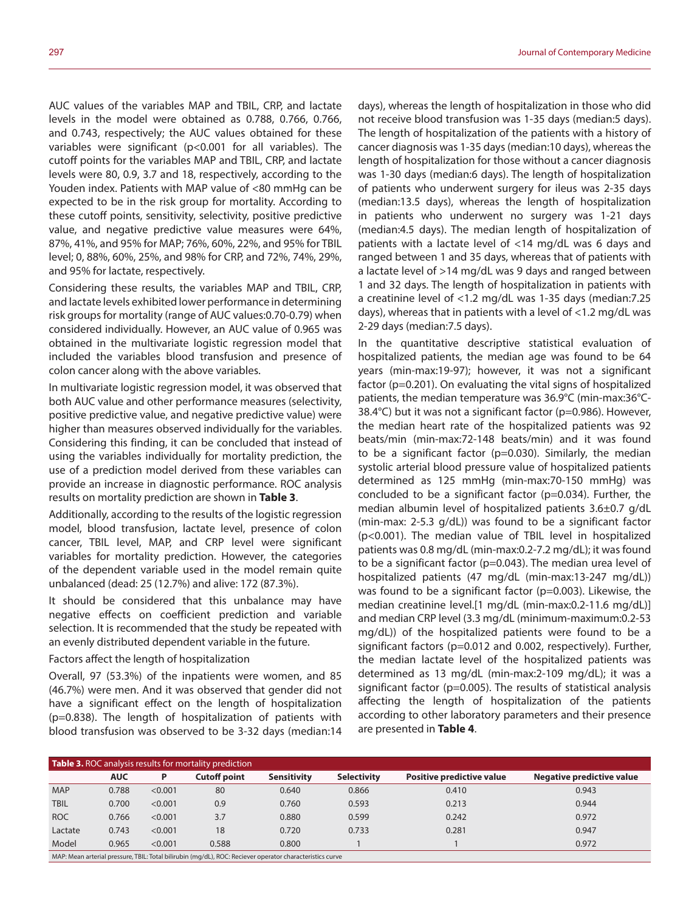AUC values of the variables MAP and TBIL, CRP, and lactate levels in the model were obtained as 0.788, 0.766, 0.766, and 0.743, respectively; the AUC values obtained for these variables were significant (p<0.001 for all variables). The cutoff points for the variables MAP and TBIL, CRP, and lactate levels were 80, 0.9, 3.7 and 18, respectively, according to the Youden index. Patients with MAP value of <80 mmHg can be expected to be in the risk group for mortality. According to these cutoff points, sensitivity, selectivity, positive predictive value, and negative predictive value measures were 64%, 87%, 41%, and 95% for MAP; 76%, 60%, 22%, and 95% for TBIL level; 0, 88%, 60%, 25%, and 98% for CRP, and 72%, 74%, 29%, and 95% for lactate, respectively.

Considering these results, the variables MAP and TBIL, CRP, and lactate levels exhibited lower performance in determining risk groups for mortality (range of AUC values:0.70-0.79) when considered individually. However, an AUC value of 0.965 was obtained in the multivariate logistic regression model that included the variables blood transfusion and presence of colon cancer along with the above variables.

In multivariate logistic regression model, it was observed that both AUC value and other performance measures (selectivity, positive predictive value, and negative predictive value) were higher than measures observed individually for the variables. Considering this finding, it can be concluded that instead of using the variables individually for mortality prediction, the use of a prediction model derived from these variables can provide an increase in diagnostic performance. ROC analysis results on mortality prediction are shown in **Table 3**.

Additionally, according to the results of the logistic regression model, blood transfusion, lactate level, presence of colon cancer, TBIL level, MAP, and CRP level were significant variables for mortality prediction. However, the categories of the dependent variable used in the model remain quite unbalanced (dead: 25 (12.7%) and alive: 172 (87.3%).

It should be considered that this unbalance may have negative effects on coefficient prediction and variable selection. It is recommended that the study be repeated with an evenly distributed dependent variable in the future.

Factors affect the length of hospitalization

Overall, 97 (53.3%) of the inpatients were women, and 85 (46.7%) were men. And it was observed that gender did not have a significant effect on the length of hospitalization (p=0.838). The length of hospitalization of patients with blood transfusion was observed to be 3-32 days (median:14 days), whereas the length of hospitalization in those who did not receive blood transfusion was 1-35 days (median:5 days). The length of hospitalization of the patients with a history of cancer diagnosis was 1-35 days (median:10 days), whereas the length of hospitalization for those without a cancer diagnosis was 1-30 days (median:6 days). The length of hospitalization of patients who underwent surgery for ileus was 2-35 days (median:13.5 days), whereas the length of hospitalization in patients who underwent no surgery was 1-21 days (median:4.5 days). The median length of hospitalization of patients with a lactate level of <14 mg/dL was 6 days and ranged between 1 and 35 days, whereas that of patients with a lactate level of >14 mg/dL was 9 days and ranged between 1 and 32 days. The length of hospitalization in patients with a creatinine level of <1.2 mg/dL was 1-35 days (median:7.25 days), whereas that in patients with a level of <1.2 mg/dL was 2-29 days (median:7.5 days).

In the quantitative descriptive statistical evaluation of hospitalized patients, the median age was found to be 64 years (min-max:19-97); however, it was not a significant factor (p=0.201). On evaluating the vital signs of hospitalized patients, the median temperature was 36.9°C (min-max:36°C-38.4°C) but it was not a significant factor (p=0.986). However, the median heart rate of the hospitalized patients was 92 beats/min (min-max:72-148 beats/min) and it was found to be a significant factor (p=0.030). Similarly, the median systolic arterial blood pressure value of hospitalized patients determined as 125 mmHg (min-max:70-150 mmHg) was concluded to be a significant factor (p=0.034). Further, the median albumin level of hospitalized patients 3.6±0.7 g/dL (min-max: 2-5.3 g/dL)) was found to be a significant factor (p<0.001). The median value of TBIL level in hospitalized patients was 0.8 mg/dL (min-max:0.2-7.2 mg/dL); it was found to be a significant factor (p=0.043). The median urea level of hospitalized patients (47 mg/dL (min-max:13-247 mg/dL)) was found to be a significant factor (p=0.003). Likewise, the median creatinine level.[1 mg/dL (min-max:0.2-11.6 mg/dL)] and median CRP level (3.3 mg/dL (minimum-maximum:0.2-53 mg/dL)) of the hospitalized patients were found to be a significant factors (p=0.012 and 0.002, respectively). Further, the median lactate level of the hospitalized patients was determined as 13 mg/dL (min-max:2-109 mg/dL); it was a significant factor (p=0.005). The results of statistical analysis affecting the length of hospitalization of the patients according to other laboratory parameters and their presence are presented in **Table 4**.

**Table 3.** ROC analysis results for mortality prediction

| | AUC | P | Cutoff point | Sensitivity | Selectivity | Positive predictive value | Negative predictive value |
|---|---|---|---|---|---|---|---|
| MAP | 0.788 | <0.001 | 80 | 0.640 | 0.866 | 0.410 | 0.943 |
| TBIL | 0.700 | <0.001 | 0.9 | 0.760 | 0.593 | 0.213 | 0.944 |
| ROC | 0.766 | <0.001 | 3.7 | 0.880 | 0.599 | 0.242 | 0.972 |
| Lactate | 0.743 | <0.001 | 18 | 0.720 | 0.733 | 0.281 | 0.947 |
| Model | 0.965 | <0.001 | 0.588 | 0.800 | 1 | 1 | 0.972 |

MAP: Mean arterial pressure, TBIL: Total bilirubin (mg/dL), ROC: Reciever operator characteristics curve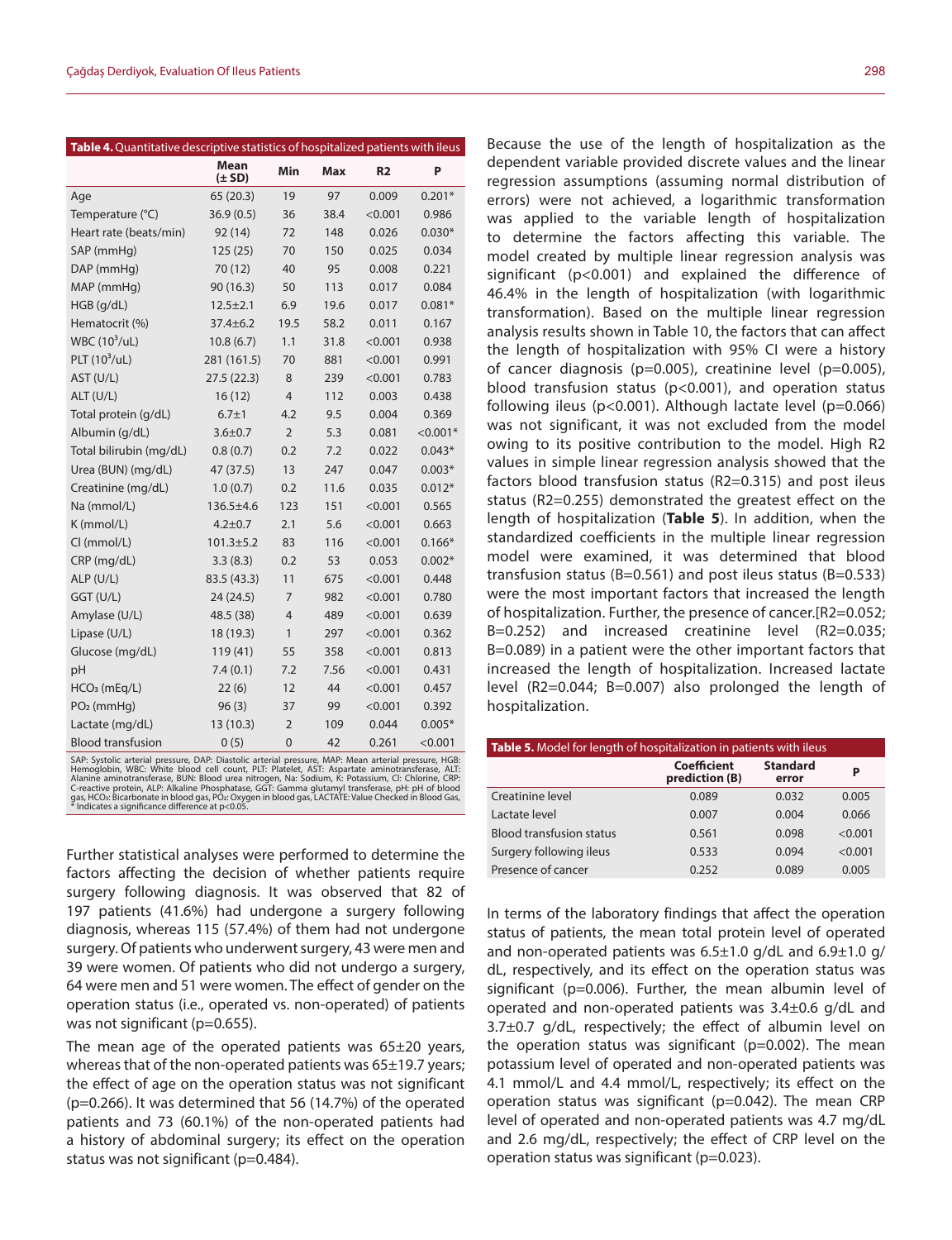**Table 4.** Quantitative descriptive statistics of hospitalized patients with ileus

| | Mean (± SD) | Min | Max | R2 | P |
|---|---|---|---|---|---|
| Age | 65 (20.3) | 19 | 97 | 0.009 | 0.201* |
| Temperature (°C) | 36.9 (0.5) | 36 | 38.4 | <0.001 | 0.986 |
| Heart rate (beats/min) | 92 (14) | 72 | 148 | 0.026 | 0.030* |
| SAP (mmHg) | 125 (25) | 70 | 150 | 0.025 | 0.034 |
| DAP (mmHg) | 70 (12) | 40 | 95 | 0.008 | 0.221 |
| MAP (mmHg) | 90 (16.3) | 50 | 113 | 0.017 | 0.084 |
| HGB (g/dL) | 12.5±2.1 | 6.9 | 19.6 | 0.017 | 0.081* |
| Hematocrit (%) | 37.4±6.2 | 19.5 | 58.2 | 0.011 | 0.167 |
| WBC ($10^3$/uL) | 10.8 (6.7) | 1.1 | 31.8 | <0.001 | 0.938 |
| PLT ($10^3$/uL) | 281 (161.5) | 70 | 881 | <0.001 | 0.991 |
| AST (U/L) | 27.5 (22.3) | 8 | 239 | <0.001 | 0.783 |
| ALT (U/L) | 16 (12) | 4 | 112 | 0.003 | 0.438 |
| Total protein (g/dL) | 6.7±1 | 4.2 | 9.5 | 0.004 | 0.369 |
| Albumin (g/dL) | 3.6±0.7 | 2 | 5.3 | 0.081 | <0.001* |
| Total bilirubin (mg/dL) | 0.8 (0.7) | 0.2 | 7.2 | 0.022 | 0.043* |
| Urea (BUN) (mg/dL) | 47 (37.5) | 13 | 247 | 0.047 | 0.003* |
| Creatinine (mg/dL) | 1.0 (0.7) | 0.2 | 11.6 | 0.035 | 0.012* |
| Na (mmol/L) | 136.5±4.6 | 123 | 151 | <0.001 | 0.565 |
| K (mmol/L) | 4.2±0.7 | 2.1 | 5.6 | <0.001 | 0.663 |
| Cl (mmol/L) | 101.3±5.2 | 83 | 116 | <0.001 | 0.166* |
| CRP (mg/dL) | 3.3 (8.3) | 0.2 | 53 | 0.053 | 0.002* |
| ALP (U/L) | 83.5 (43.3) | 11 | 675 | <0.001 | 0.448 |
| GGT (U/L) | 24 (24.5) | 7 | 982 | <0.001 | 0.780 |
| Amylase (U/L) | 48.5 (38) | 4 | 489 | <0.001 | 0.639 |
| Lipase (U/L) | 18 (19.3) | 1 | 297 | <0.001 | 0.362 |
| Glucose (mg/dL) | 119 (41) | 55 | 358 | <0.001 | 0.813 |
| pH | 7.4 (0.1) | 7.2 | 7.56 | <0.001 | 0.431 |
| $HCO_3$ (mEq/L) | 22 (6) | 12 | 44 | <0.001 | 0.457 |
| $PO_2$ (mmHg) | 96 (3) | 37 | 99 | <0.001 | 0.392 |
| Lactate (mg/dL) | 13 (10.3) | 2 | 109 | 0.044 | 0.005* |
| Blood transfusion | 0 (5) | 0 | 42 | 0.261 | <0.001 |

SAP: Systolic arterial pressure, DAP: Diastolic arterial pressure, MAP: Mean arterial pressure, HGB: Hemoglobin, WBC: White blood cell count, PLT: Platelet, AST: Aspartate aminotransferase, ALT: Alanine aminotransferase, BUN: Blood urea nitrogen, Na: Sodium, K: Potassium, Cl: Chlorine, CRP: C-reactive protein, ALP: Alkaline Phosphatase, GGT: Gamma glutamyl transferase, pH: pH of blood gas, $HCO_3$: Bicarbonate in blood gas, $PO_2$: Oxygen in blood gas, LACTATE: Value Checked in Blood Gas, * Indicates a significance difference at p<0.05.

Further statistical analyses were performed to determine the factors affecting the decision of whether patients require surgery following diagnosis. It was observed that 82 of 197 patients (41.6%) had undergone a surgery following diagnosis, whereas 115 (57.4%) of them had not undergone surgery. Of patients who underwent surgery, 43 were men and 39 were women. Of patients who did not undergo a surgery, 64 were men and 51 were women. The effect of gender on the operation status (i.e., operated vs. non-operated) of patients was not significant (p=0.655).

The mean age of the operated patients was 65±20 years, whereas that of the non-operated patients was 65±19.7 years; the effect of age on the operation status was not significant (p=0.266). It was determined that 56 (14.7%) of the operated patients and 73 (60.1%) of the non-operated patients had a history of abdominal surgery; its effect on the operation status was not significant (p=0.484).

Because the use of the length of hospitalization as the dependent variable provided discrete values and the linear regression assumptions (assuming normal distribution of errors) were not achieved, a logarithmic transformation was applied to the variable length of hospitalization to determine the factors affecting this variable. The model created by multiple linear regression analysis was significant (p<0.001) and explained the difference of 46.4% in the length of hospitalization (with logarithmic transformation). Based on the multiple linear regression analysis results shown in Table 10, the factors that can affect the length of hospitalization with 95% CI were a history of cancer diagnosis (p=0.005), creatinine level (p=0.005), blood transfusion status (p<0.001), and operation status following ileus (p<0.001). Although lactate level (p=0.066) was not significant, it was not excluded from the model owing to its positive contribution to the model. High R2 values in simple linear regression analysis showed that the factors blood transfusion status (R2=0.315) and post ileus status (R2=0.255) demonstrated the greatest effect on the length of hospitalization (**Table 5**). In addition, when the standardized coefficients in the multiple linear regression model were examined, it was determined that blood transfusion status (B=0.561) and post ileus status (B=0.533) were the most important factors that increased the length of hospitalization. Further, the presence of cancer.[R2=0.052; B=0.252) and increased creatinine level (R2=0.035; B=0.089) in a patient were the other important factors that increased the length of hospitalization. Increased lactate level (R2=0.044; B=0.007) also prolonged the length of hospitalization.

**Table 5.** Model for length of hospitalization in patients with ileus

| | Coefficient prediction (B) | Standard error | P |
|---|---|---|---|
| Creatinine level | 0.089 | 0.032 | 0.005 |
| Lactate level | 0.007 | 0.004 | 0.066 |
| Blood transfusion status | 0.561 | 0.098 | <0.001 |
| Surgery following ileus | 0.533 | 0.094 | <0.001 |
| Presence of cancer | 0.252 | 0.089 | 0.005 |

In terms of the laboratory findings that affect the operation status of patients, the mean total protein level of operated and non-operated patients was 6.5±1.0 g/dL and 6.9±1.0 g/dL, respectively, and its effect on the operation status was significant (p=0.006). Further, the mean albumin level of operated and non-operated patients was 3.4±0.6 g/dL and 3.7±0.7 g/dL, respectively; the effect of albumin level on the operation status was significant (p=0.002). The mean potassium level of operated and non-operated patients was 4.1 mmol/L and 4.4 mmol/L, respectively; its effect on the operation status was significant (p=0.042). The mean CRP level of operated and non-operated patients was 4.7 mg/dL and 2.6 mg/dL, respectively; the effect of CRP level on the operation status was significant (p=0.023).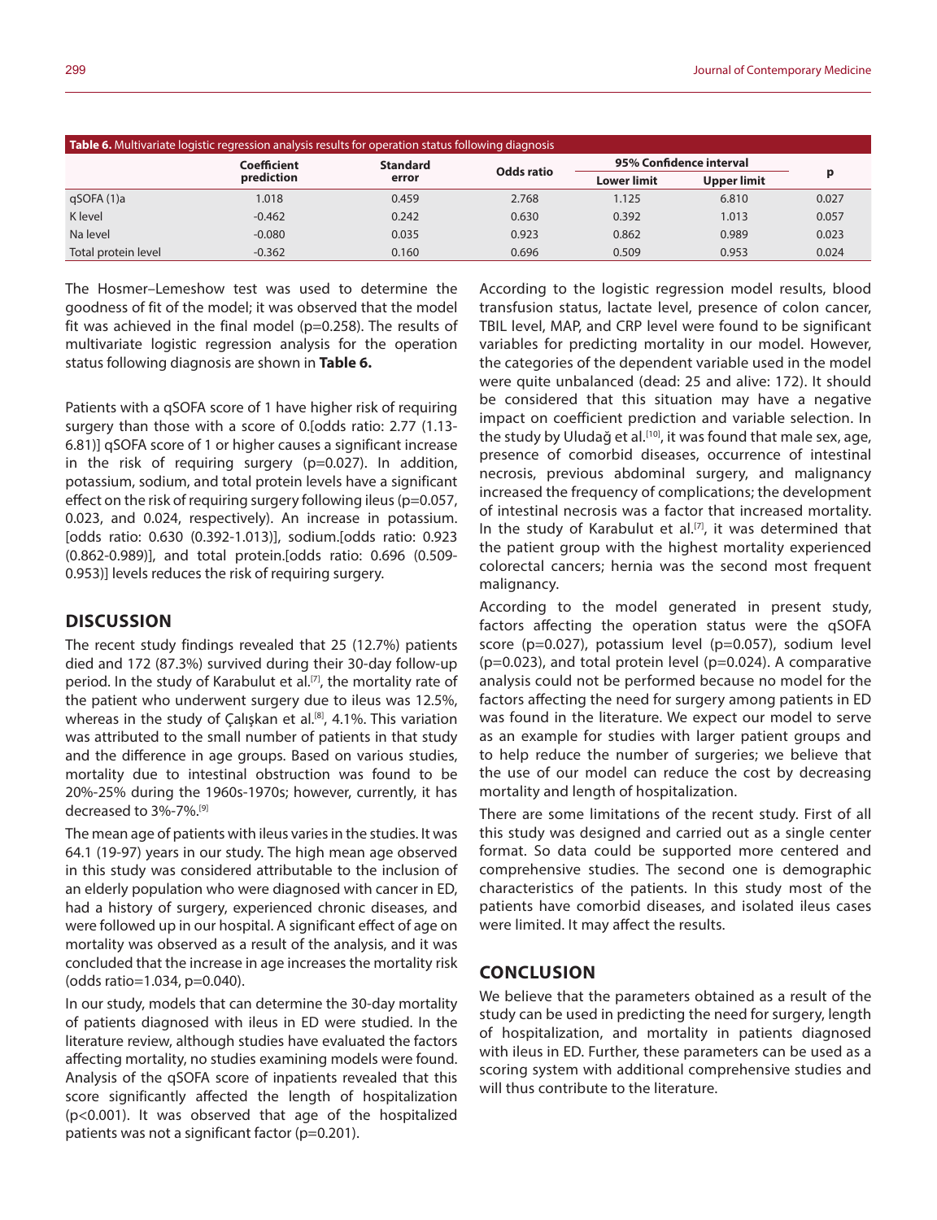**Table 6.** Multivariate logistic regression analysis results for operation status following diagnosis

| | Coefficient prediction | Standard error | Odds ratio | 95% Confidence interval | | p |
|---|---|---|---|---|---|---|
| | | | | Lower limit | Upper limit | |
| qSOFA (1)a | 1.018 | 0.459 | 2.768 | 1.125 | 6.810 | 0.027 |
| K level | -0.462 | 0.242 | 0.630 | 0.392 | 1.013 | 0.057 |
| Na level | -0.080 | 0.035 | 0.923 | 0.862 | 0.989 | 0.023 |
| Total protein level | -0.362 | 0.160 | 0.696 | 0.509 | 0.953 | 0.024 |

The Hosmer–Lemeshow test was used to determine the goodness of fit of the model; it was observed that the model fit was achieved in the final model (p=0.258). The results of multivariate logistic regression analysis for the operation status following diagnosis are shown in **Table 6.**

Patients with a qSOFA score of 1 have higher risk of requiring surgery than those with a score of 0.[odds ratio: 2.77 (1.13-6.81)] qSOFA score of 1 or higher causes a significant increase in the risk of requiring surgery (p=0.027). In addition, potassium, sodium, and total protein levels have a significant effect on the risk of requiring surgery following ileus (p=0.057, 0.023, and 0.024, respectively). An increase in potassium. [odds ratio: 0.630 (0.392-1.013)], sodium.[odds ratio: 0.923 (0.862-0.989)], and total protein.[odds ratio: 0.696 (0.509-0.953)] levels reduces the risk of requiring surgery.

## DISCUSSION

The recent study findings revealed that 25 (12.7%) patients died and 172 (87.3%) survived during their 30-day follow-up period. In the study of Karabulut et al.[7], the mortality rate of the patient who underwent surgery due to ileus was 12.5%, whereas in the study of Çalışkan et al.[8], 4.1%. This variation was attributed to the small number of patients in that study and the difference in age groups. Based on various studies, mortality due to intestinal obstruction was found to be 20%-25% during the 1960s-1970s; however, currently, it has decreased to 3%-7%.[9]

The mean age of patients with ileus varies in the studies. It was 64.1 (19-97) years in our study. The high mean age observed in this study was considered attributable to the inclusion of an elderly population who were diagnosed with cancer in ED, had a history of surgery, experienced chronic diseases, and were followed up in our hospital. A significant effect of age on mortality was observed as a result of the analysis, and it was concluded that the increase in age increases the mortality risk (odds ratio=1.034, p=0.040).

In our study, models that can determine the 30-day mortality of patients diagnosed with ileus in ED were studied. In the literature review, although studies have evaluated the factors affecting mortality, no studies examining models were found. Analysis of the qSOFA score of inpatients revealed that this score significantly affected the length of hospitalization (p<0.001). It was observed that age of the hospitalized patients was not a significant factor (p=0.201).

According to the logistic regression model results, blood transfusion status, lactate level, presence of colon cancer, TBIL level, MAP, and CRP level were found to be significant variables for predicting mortality in our model. However, the categories of the dependent variable used in the model were quite unbalanced (dead: 25 and alive: 172). It should be considered that this situation may have a negative impact on coefficient prediction and variable selection. In the study by Uludağ et al.[10], it was found that male sex, age, presence of comorbid diseases, occurrence of intestinal necrosis, previous abdominal surgery, and malignancy increased the frequency of complications; the development of intestinal necrosis was a factor that increased mortality. In the study of Karabulut et al.[7], it was determined that the patient group with the highest mortality experienced colorectal cancers; hernia was the second most frequent malignancy.

According to the model generated in present study, factors affecting the operation status were the qSOFA score (p=0.027), potassium level (p=0.057), sodium level (p=0.023), and total protein level (p=0.024). A comparative analysis could not be performed because no model for the factors affecting the need for surgery among patients in ED was found in the literature. We expect our model to serve as an example for studies with larger patient groups and to help reduce the number of surgeries; we believe that the use of our model can reduce the cost by decreasing mortality and length of hospitalization.

There are some limitations of the recent study. First of all this study was designed and carried out as a single center format. So data could be supported more centered and comprehensive studies. The second one is demographic characteristics of the patients. In this study most of the patients have comorbid diseases, and isolated ileus cases were limited. It may affect the results.

## CONCLUSION

We believe that the parameters obtained as a result of the study can be used in predicting the need for surgery, length of hospitalization, and mortality in patients diagnosed with ileus in ED. Further, these parameters can be used as a scoring system with additional comprehensive studies and will thus contribute to the literature.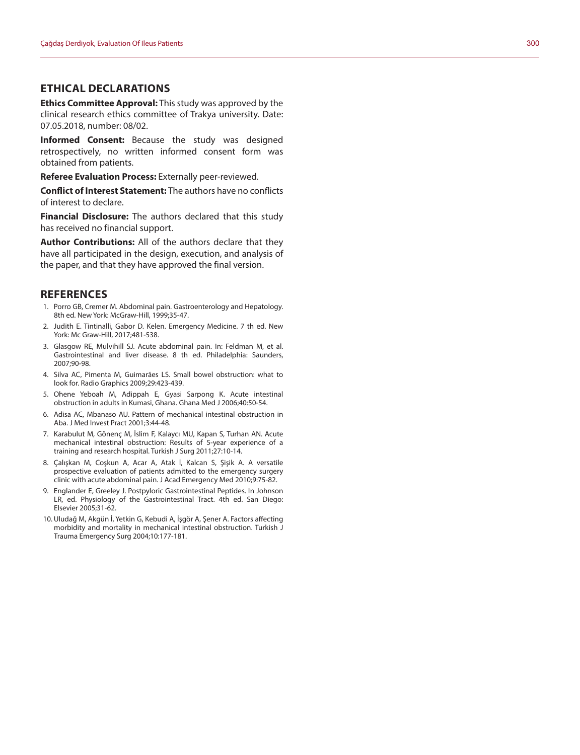## ETHICAL DECLARATIONS

**Ethics Committee Approval:** This study was approved by the clinical research ethics committee of Trakya university. Date: 07.05.2018, number: 08/02.

**Informed Consent:** Because the study was designed retrospectively, no written informed consent form was obtained from patients.

**Referee Evaluation Process:** Externally peer-reviewed.

**Conflict of Interest Statement:** The authors have no conflicts of interest to declare.

**Financial Disclosure:** The authors declared that this study has received no financial support.

**Author Contributions:** All of the authors declare that they have all participated in the design, execution, and analysis of the paper, and that they have approved the final version.

## REFERENCES

1. Porro GB, Cremer M. Abdominal pain. Gastroenterology and Hepatology. 8th ed. New York: McGraw-Hill, 1999;35-47.
2. Judith E. Tintinalli, Gabor D. Kelen. Emergency Medicine. 7 th ed. New York: Mc Graw-Hill, 2017;481-538.
3. Glasgow RE, Mulvihill SJ. Acute abdominal pain. In: Feldman M, et al. Gastrointestinal and liver disease. 8 th ed. Philadelphia: Saunders, 2007;90-98.
4. Silva AC, Pimenta M, Guimarães LS. Small bowel obstruction: what to look for. Radio Graphics 2009;29:423-439.
5. Ohene Yeboah M, Adippah E, Gyasi Sarpong K. Acute intestinal obstruction in adults in Kumasi, Ghana. Ghana Med J 2006;40:50-54.
6. Adisa AC, Mbanaso AU. Pattern of mechanical intestinal obstruction in Aba. J Med Invest Pract 2001;3:44-48.
7. Karabulut M, Gönenç M, İslim F, Kalaycı MU, Kapan S, Turhan AN. Acute mechanical intestinal obstruction: Results of 5-year experience of a training and research hospital. Turkish J Surg 2011;27:10-14.
8. Çalışkan M, Coşkun A, Acar A, Atak İ, Kalcan S, Şişik A. A versatile prospective evaluation of patients admitted to the emergency surgery clinic with acute abdominal pain. J Acad Emergency Med 2010;9:75-82.
9. Englander E, Greeley J. Postpyloric Gastrointestinal Peptides. In Johnson LR, ed. Physiology of the Gastrointestinal Tract. 4th ed. San Diego: Elsevier 2005;31-62.
10. Uludağ M, Akgün İ, Yetkin G, Kebudi A, İşgör A, Şener A. Factors affecting morbidity and mortality in mechanical intestinal obstruction. Turkish J Trauma Emergency Surg 2004;10:177-181.